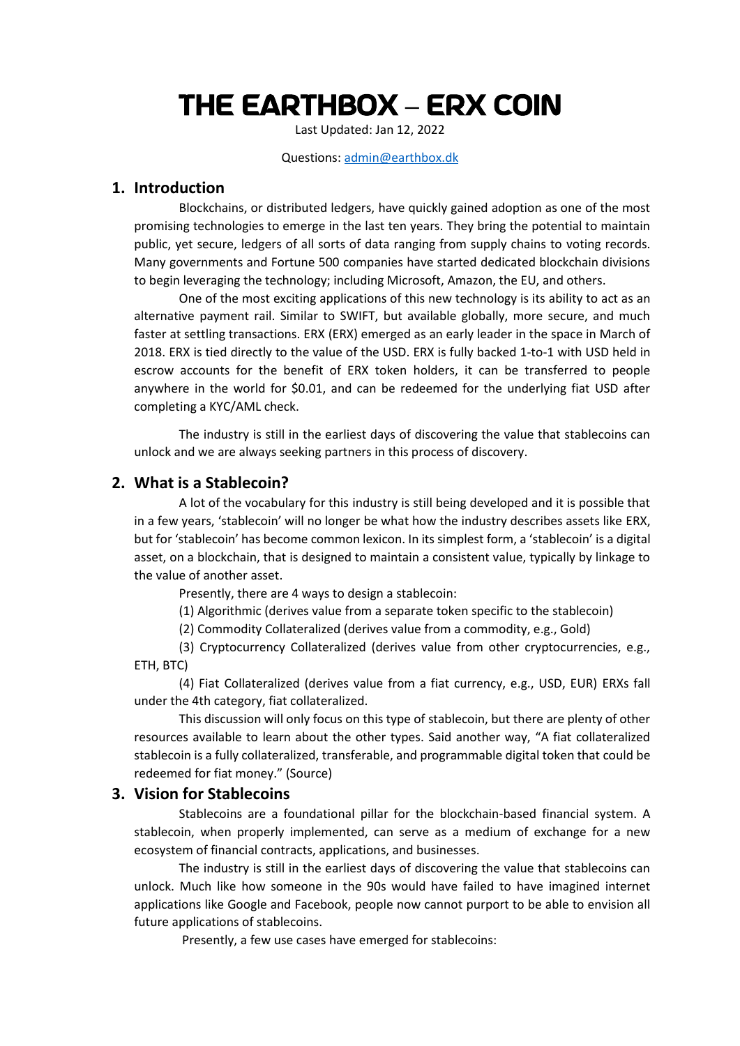# THE EARTHBOX – ERX COIN

Last Updated: Jan 12, 2022

Questions: admin@earthbox.dk

## 1. Introduction

Blockchains, or distributed ledgers, have quickly gained adoption as one of the most promising technologies to emerge in the last ten years. They bring the potential to maintain public, yet secure, ledgers of all sorts of data ranging from supply chains to voting records. Many governments and Fortune 500 companies have started dedicated blockchain divisions to begin leveraging the technology; including Microsoft, Amazon, the EU, and others.

One of the most exciting applications of this new technology is its ability to act as an alternative payment rail. Similar to SWIFT, but available globally, more secure, and much faster at settling transactions. ERX (ERX) emerged as an early leader in the space in March of 2018. ERX is tied directly to the value of the USD. ERX is fully backed 1-to-1 with USD held in escrow accounts for the benefit of ERX token holders, it can be transferred to people anywhere in the world for $0.01, and can be redeemed for the underlying fiat USD after completing a KYC/AML check.

The industry is still in the earliest days of discovering the value that stablecoins can unlock and we are always seeking partners in this process of discovery.

## 2. What is a Stablecoin?

A lot of the vocabulary for this industry is still being developed and it is possible that in a few years, 'stablecoin' will no longer be what how the industry describes assets like ERX, but for 'stablecoin' has become common lexicon. In its simplest form, a 'stablecoin' is a digital asset, on a blockchain, that is designed to maintain a consistent value, typically by linkage to the value of another asset.

Presently, there are 4 ways to design a stablecoin:

(1) Algorithmic (derives value from a separate token specific to the stablecoin)

(2) Commodity Collateralized (derives value from a commodity, e.g., Gold)

(3) Cryptocurrency Collateralized (derives value from other cryptocurrencies, e.g., ETH, BTC)

(4) Fiat Collateralized (derives value from a fiat currency, e.g., USD, EUR) ERXs fall under the 4th category, fiat collateralized.

This discussion will only focus on this type of stablecoin, but there are plenty of other resources available to learn about the other types. Said another way, "A fiat collateralized stablecoin is a fully collateralized, transferable, and programmable digital token that could be redeemed for fiat money." (Source)

## 3. Vision for Stablecoins

Stablecoins are a foundational pillar for the blockchain-based financial system. A stablecoin, when properly implemented, can serve as a medium of exchange for a new ecosystem of financial contracts, applications, and businesses.

The industry is still in the earliest days of discovering the value that stablecoins can unlock. Much like how someone in the 90s would have failed to have imagined internet applications like Google and Facebook, people now cannot purport to be able to envision all future applications of stablecoins.

Presently, a few use cases have emerged for stablecoins: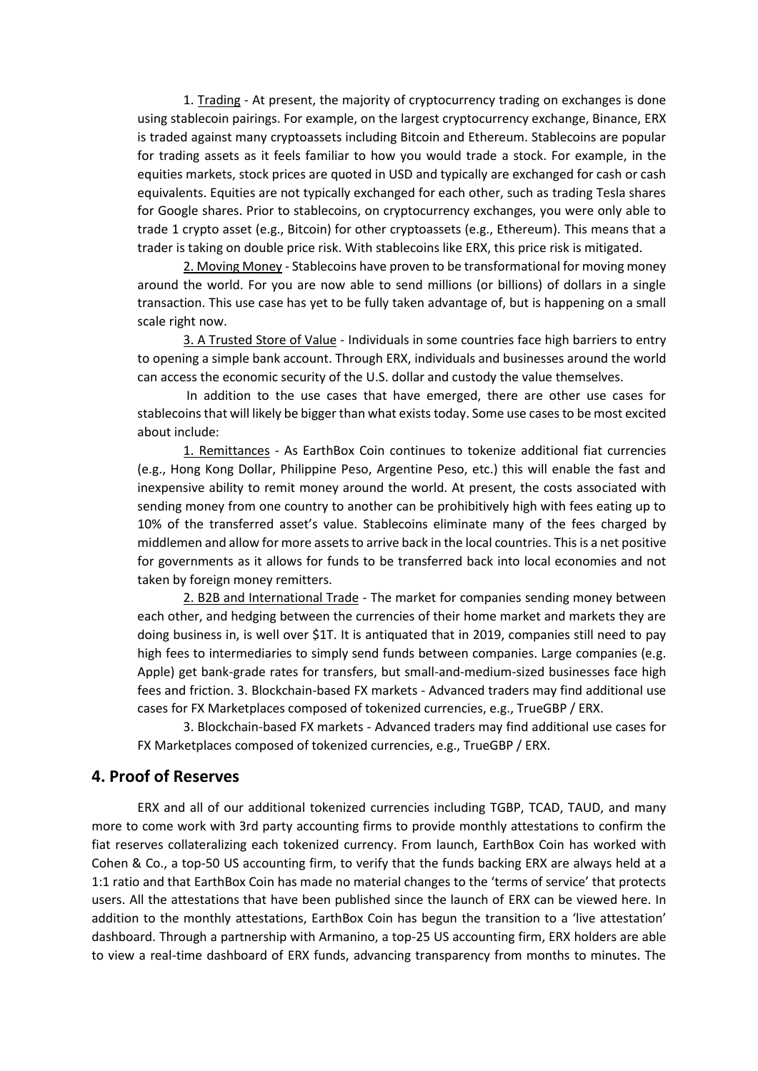1. Trading - At present, the majority of cryptocurrency trading on exchanges is done using stablecoin pairings. For example, on the largest cryptocurrency exchange, Binance, ERX is traded against many cryptoassets including Bitcoin and Ethereum. Stablecoins are popular for trading assets as it feels familiar to how you would trade a stock. For example, in the equities markets, stock prices are quoted in USD and typically are exchanged for cash or cash equivalents. Equities are not typically exchanged for each other, such as trading Tesla shares for Google shares. Prior to stablecoins, on cryptocurrency exchanges, you were only able to trade 1 crypto asset (e.g., Bitcoin) for other cryptoassets (e.g., Ethereum). This means that a trader is taking on double price risk. With stablecoins like ERX, this price risk is mitigated.

2. Moving Money - Stablecoins have proven to be transformational for moving money around the world. For you are now able to send millions (or billions) of dollars in a single transaction. This use case has yet to be fully taken advantage of, but is happening on a small scale right now.

3. A Trusted Store of Value - Individuals in some countries face high barriers to entry to opening a simple bank account. Through ERX, individuals and businesses around the world can access the economic security of the U.S. dollar and custody the value themselves.

In addition to the use cases that have emerged, there are other use cases for stablecoins that will likely be bigger than what exists today. Some use cases to be most excited about include:

1. Remittances - As EarthBox Coin continues to tokenize additional fiat currencies (e.g., Hong Kong Dollar, Philippine Peso, Argentine Peso, etc.) this will enable the fast and inexpensive ability to remit money around the world. At present, the costs associated with sending money from one country to another can be prohibitively high with fees eating up to 10% of the transferred asset's value. Stablecoins eliminate many of the fees charged by middlemen and allow for more assets to arrive back in the local countries. This is a net positive for governments as it allows for funds to be transferred back into local economies and not taken by foreign money remitters.

2. B2B and International Trade - The market for companies sending money between each other, and hedging between the currencies of their home market and markets they are doing business in, is well over $1T. It is antiquated that in 2019, companies still need to pay high fees to intermediaries to simply send funds between companies. Large companies (e.g. Apple) get bank-grade rates for transfers, but small-and-medium-sized businesses face high fees and friction. 3. Blockchain-based FX markets - Advanced traders may find additional use cases for FX Marketplaces composed of tokenized currencies, e.g., TrueGBP / ERX.

3. Blockchain-based FX markets - Advanced traders may find additional use cases for FX Marketplaces composed of tokenized currencies, e.g., TrueGBP / ERX.

## 4. Proof of Reserves

ERX and all of our additional tokenized currencies including TGBP, TCAD, TAUD, and many more to come work with 3rd party accounting firms to provide monthly attestations to confirm the fiat reserves collateralizing each tokenized currency. From launch, EarthBox Coin has worked with Cohen & Co., a top-50 US accounting firm, to verify that the funds backing ERX are always held at a 1:1 ratio and that EarthBox Coin has made no material changes to the 'terms of service' that protects users. All the attestations that have been published since the launch of ERX can be viewed here. In addition to the monthly attestations, EarthBox Coin has begun the transition to a 'live attestation' dashboard. Through a partnership with Armanino, a top-25 US accounting firm, ERX holders are able to view a real-time dashboard of ERX funds, advancing transparency from months to minutes. The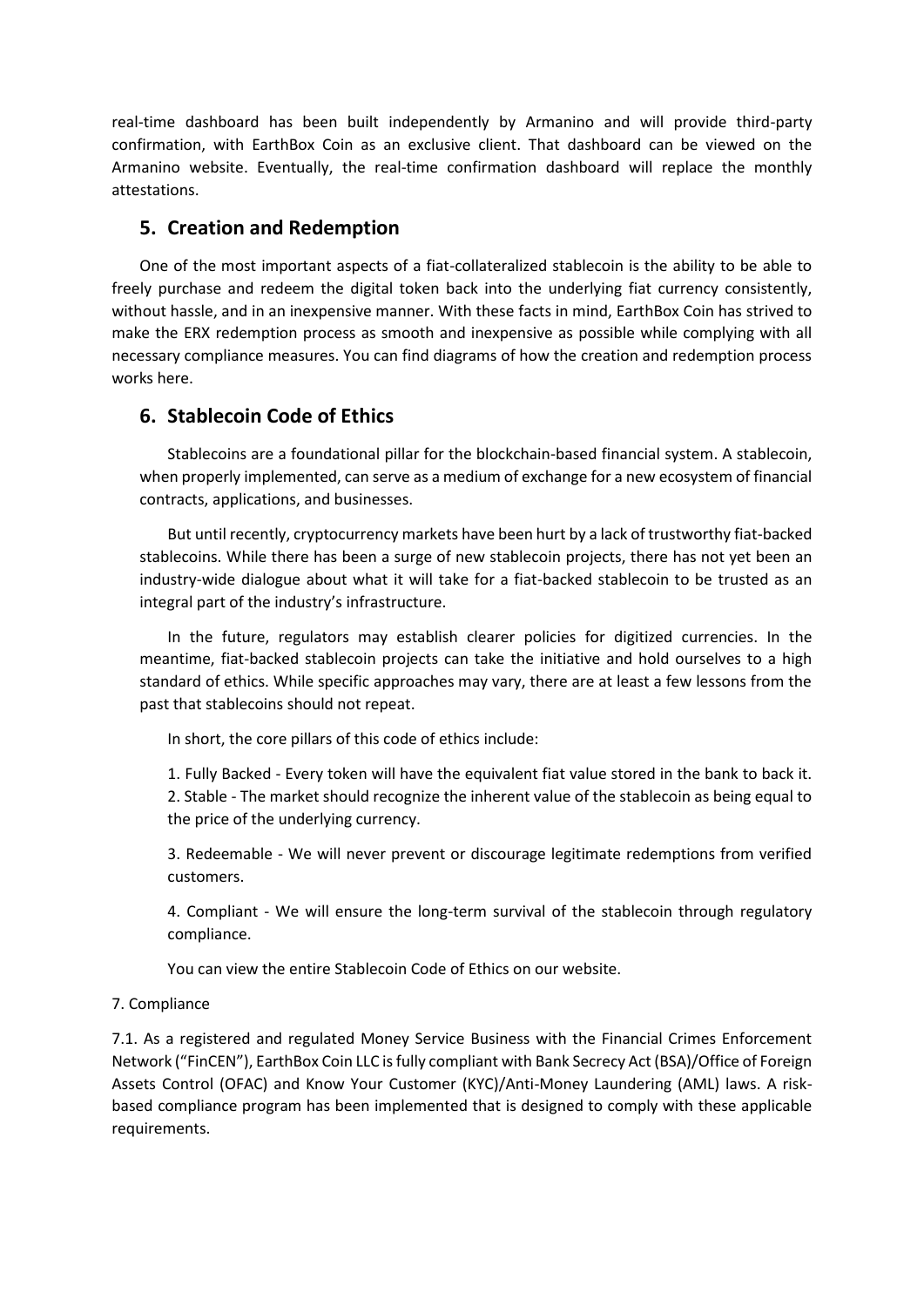real-time dashboard has been built independently by Armanino and will provide third-party confirmation, with EarthBox Coin as an exclusive client. That dashboard can be viewed on the Armanino website. Eventually, the real-time confirmation dashboard will replace the monthly attestations.

## 5. Creation and Redemption

One of the most important aspects of a fiat-collateralized stablecoin is the ability to be able to freely purchase and redeem the digital token back into the underlying fiat currency consistently, without hassle, and in an inexpensive manner. With these facts in mind, EarthBox Coin has strived to make the ERX redemption process as smooth and inexpensive as possible while complying with all necessary compliance measures. You can find diagrams of how the creation and redemption process works here.

## 6. Stablecoin Code of Ethics

Stablecoins are a foundational pillar for the blockchain-based financial system. A stablecoin, when properly implemented, can serve as a medium of exchange for a new ecosystem of financial contracts, applications, and businesses.

But until recently, cryptocurrency markets have been hurt by a lack of trustworthy fiat-backed stablecoins. While there has been a surge of new stablecoin projects, there has not yet been an industry-wide dialogue about what it will take for a fiat-backed stablecoin to be trusted as an integral part of the industry's infrastructure.

In the future, regulators may establish clearer policies for digitized currencies. In the meantime, fiat-backed stablecoin projects can take the initiative and hold ourselves to a high standard of ethics. While specific approaches may vary, there are at least a few lessons from the past that stablecoins should not repeat.

In short, the core pillars of this code of ethics include:

1. Fully Backed - Every token will have the equivalent fiat value stored in the bank to back it.
2. Stable - The market should recognize the inherent value of the stablecoin as being equal to the price of the underlying currency.
3. Redeemable - We will never prevent or discourage legitimate redemptions from verified customers.
4. Compliant - We will ensure the long-term survival of the stablecoin through regulatory compliance.

You can view the entire Stablecoin Code of Ethics on our website.

7. Compliance

7.1. As a registered and regulated Money Service Business with the Financial Crimes Enforcement Network ("FinCEN"), EarthBox Coin LLC is fully compliant with Bank Secrecy Act (BSA)/Office of Foreign Assets Control (OFAC) and Know Your Customer (KYC)/Anti-Money Laundering (AML) laws. A risk-based compliance program has been implemented that is designed to comply with these applicable requirements.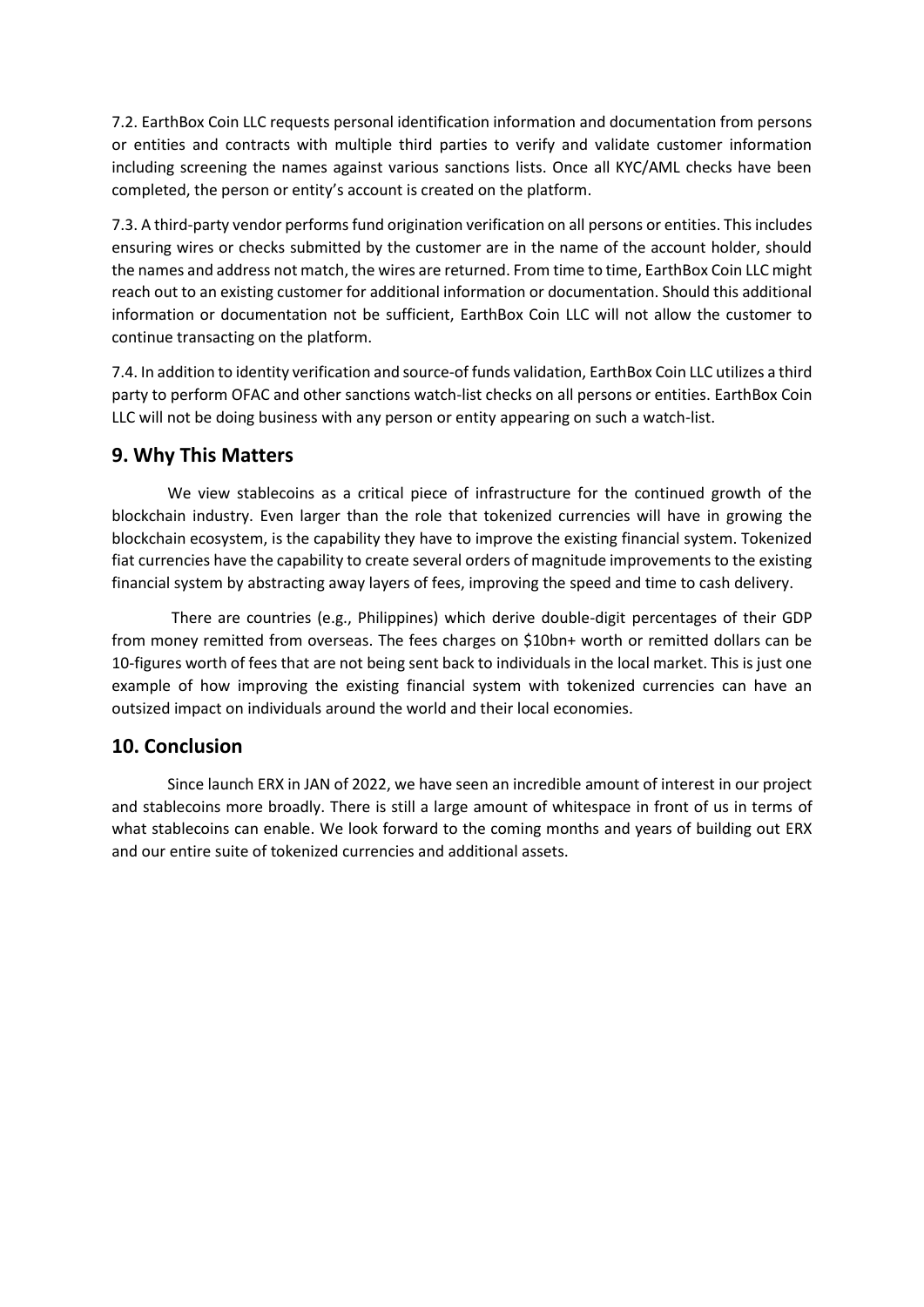7.2. EarthBox Coin LLC requests personal identification information and documentation from persons or entities and contracts with multiple third parties to verify and validate customer information including screening the names against various sanctions lists. Once all KYC/AML checks have been completed, the person or entity's account is created on the platform.

7.3. A third-party vendor performs fund origination verification on all persons or entities. This includes ensuring wires or checks submitted by the customer are in the name of the account holder, should the names and address not match, the wires are returned. From time to time, EarthBox Coin LLC might reach out to an existing customer for additional information or documentation. Should this additional information or documentation not be sufficient, EarthBox Coin LLC will not allow the customer to continue transacting on the platform.

7.4. In addition to identity verification and source-of funds validation, EarthBox Coin LLC utilizes a third party to perform OFAC and other sanctions watch-list checks on all persons or entities. EarthBox Coin LLC will not be doing business with any person or entity appearing on such a watch-list.

## 9. Why This Matters

We view stablecoins as a critical piece of infrastructure for the continued growth of the blockchain industry. Even larger than the role that tokenized currencies will have in growing the blockchain ecosystem, is the capability they have to improve the existing financial system. Tokenized fiat currencies have the capability to create several orders of magnitude improvements to the existing financial system by abstracting away layers of fees, improving the speed and time to cash delivery.

There are countries (e.g., Philippines) which derive double-digit percentages of their GDP from money remitted from overseas. The fees charges on $10bn+ worth or remitted dollars can be 10-figures worth of fees that are not being sent back to individuals in the local market. This is just one example of how improving the existing financial system with tokenized currencies can have an outsized impact on individuals around the world and their local economies.

## 10. Conclusion

Since launch ERX in JAN of 2022, we have seen an incredible amount of interest in our project and stablecoins more broadly. There is still a large amount of whitespace in front of us in terms of what stablecoins can enable. We look forward to the coming months and years of building out ERX and our entire suite of tokenized currencies and additional assets.